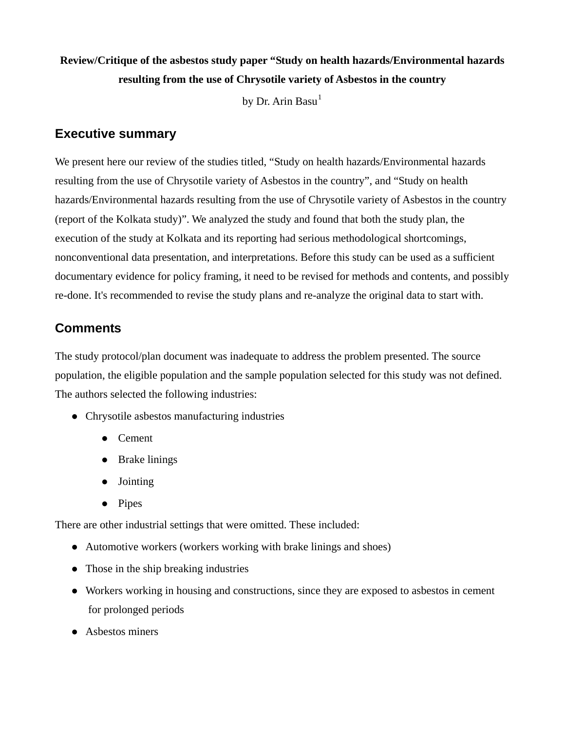**Review/Critique of the asbestos study paper "Study on health hazards/Environmental hazards resulting from the use of Chrysotile variety of Asbestos in the country**

by Dr. Arin Basu[1]

## Executive summary

We present here our review of the studies titled, "Study on health hazards/Environmental hazards resulting from the use of Chrysotile variety of Asbestos in the country", and "Study on health hazards/Environmental hazards resulting from the use of Chrysotile variety of Asbestos in the country (report of the Kolkata study)". We analyzed the study and found that both the study plan, the execution of the study at Kolkata and its reporting had serious methodological shortcomings, nonconventional data presentation, and interpretations. Before this study can be used as a sufficient documentary evidence for policy framing, it need to be revised for methods and contents, and possibly re-done. It's recommended to revise the study plans and re-analyze the original data to start with.

## Comments

The study protocol/plan document was inadequate to address the problem presented. The source population, the eligible population and the sample population selected for this study was not defined. The authors selected the following industries:

- Chrysotile asbestos manufacturing industries
  - Cement
  - Brake linings
  - Jointing
  - Pipes

There are other industrial settings that were omitted. These included:

- Automotive workers (workers working with brake linings and shoes)
- Those in the ship breaking industries
- Workers working in housing and constructions, since they are exposed to asbestos in cement for prolonged periods
- Asbestos miners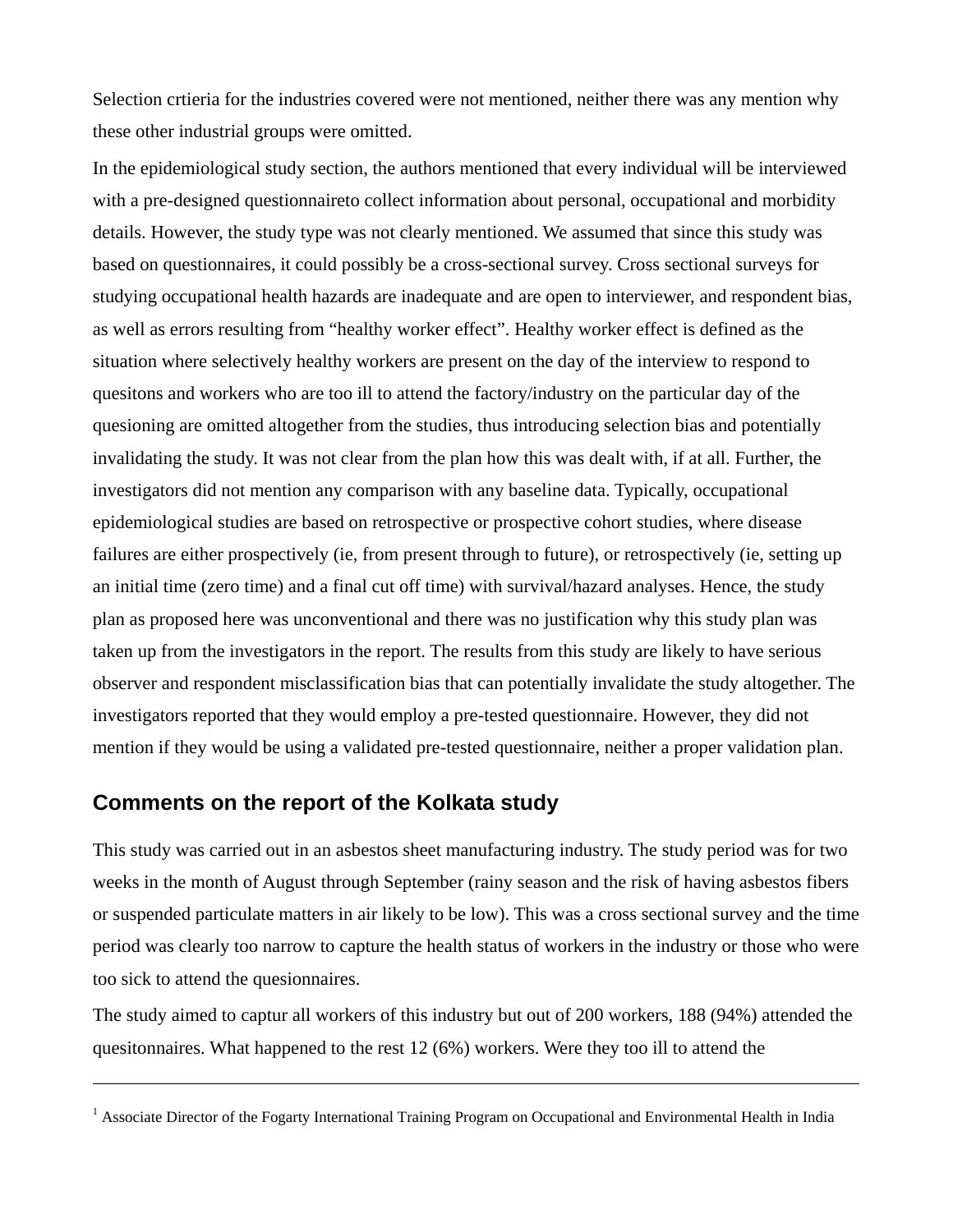Selection crtieria for the industries covered were not mentioned, neither there was any mention why these other industrial groups were omitted.

In the epidemiological study section, the authors mentioned that every individual will be interviewed with a pre-designed questionnaireto collect information about personal, occupational and morbidity details. However, the study type was not clearly mentioned. We assumed that since this study was based on questionnaires, it could possibly be a cross-sectional survey. Cross sectional surveys for studying occupational health hazards are inadequate and are open to interviewer, and respondent bias, as well as errors resulting from "healthy worker effect". Healthy worker effect is defined as the situation where selectively healthy workers are present on the day of the interview to respond to quesitons and workers who are too ill to attend the factory/industry on the particular day of the quesioning are omitted altogether from the studies, thus introducing selection bias and potentially invalidating the study. It was not clear from the plan how this was dealt with, if at all. Further, the investigators did not mention any comparison with any baseline data. Typically, occupational epidemiological studies are based on retrospective or prospective cohort studies, where disease failures are either prospectively (ie, from present through to future), or retrospectively (ie, setting up an initial time (zero time) and a final cut off time) with survival/hazard analyses. Hence, the study plan as proposed here was unconventional and there was no justification why this study plan was taken up from the investigators in the report. The results from this study are likely to have serious observer and respondent misclassification bias that can potentially invalidate the study altogether. The investigators reported that they would employ a pre-tested questionnaire. However, they did not mention if they would be using a validated pre-tested questionnaire, neither a proper validation plan.

## Comments on the report of the Kolkata study

This study was carried out in an asbestos sheet manufacturing industry. The study period was for two weeks in the month of August through September (rainy season and the risk of having asbestos fibers or suspended particulate matters in air likely to be low). This was a cross sectional survey and the time period was clearly too narrow to capture the health status of workers in the industry or those who were too sick to attend the quesionnaires.

The study aimed to captur all workers of this industry but out of 200 workers, 188 (94%) attended the quesitonnaires. What happened to the rest 12 (6%) workers. Were they too ill to attend the

[1] Associate Director of the Fogarty International Training Program on Occupational and Environmental Health in India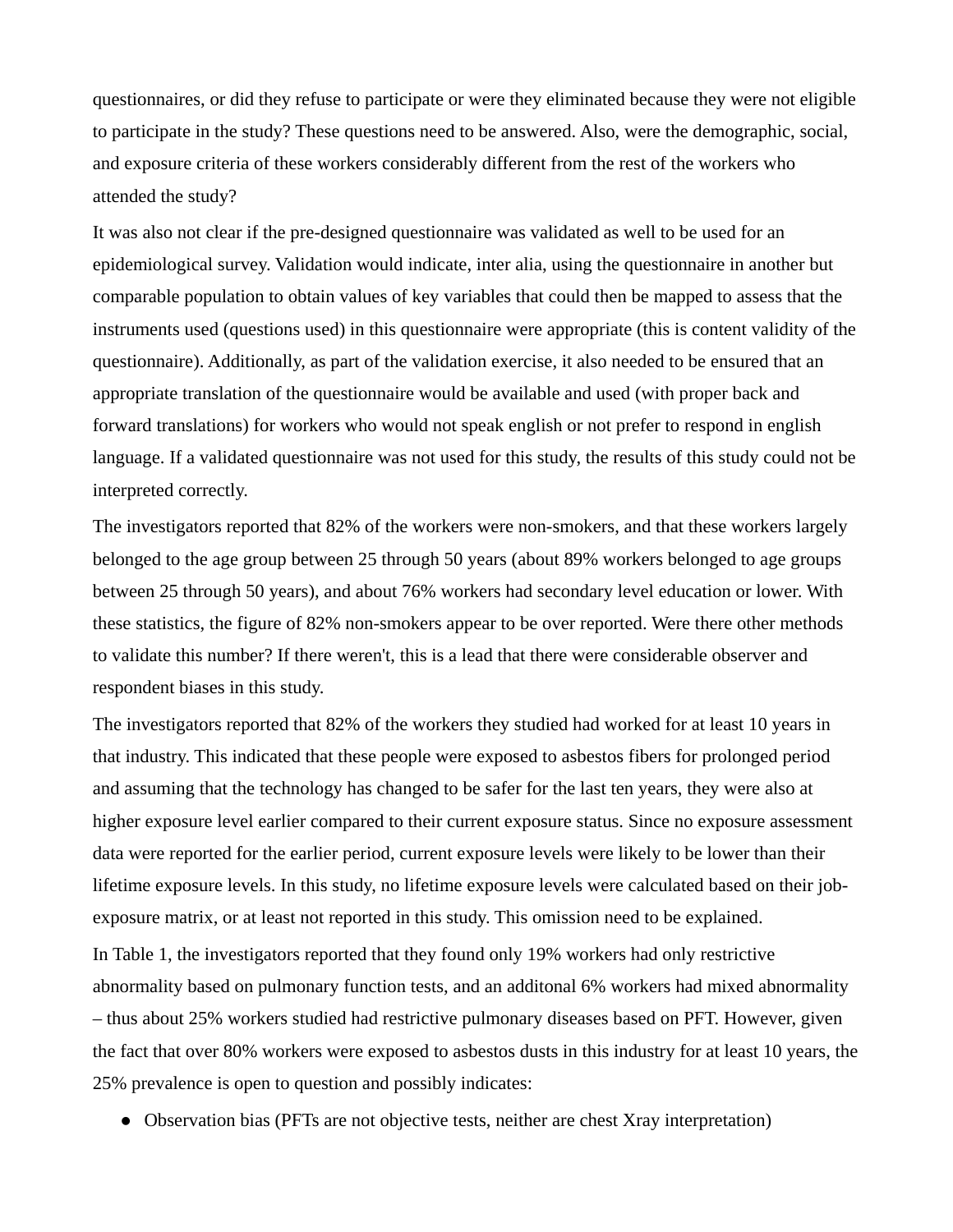questionnaires, or did they refuse to participate or were they eliminated because they were not eligible to participate in the study? These questions need to be answered. Also, were the demographic, social, and exposure criteria of these workers considerably different from the rest of the workers who attended the study?

It was also not clear if the pre-designed questionnaire was validated as well to be used for an epidemiological survey. Validation would indicate, inter alia, using the questionnaire in another but comparable population to obtain values of key variables that could then be mapped to assess that the instruments used (questions used) in this questionnaire were appropriate (this is content validity of the questionnaire). Additionally, as part of the validation exercise, it also needed to be ensured that an appropriate translation of the questionnaire would be available and used (with proper back and forward translations) for workers who would not speak english or not prefer to respond in english language. If a validated questionnaire was not used for this study, the results of this study could not be interpreted correctly.

The investigators reported that 82% of the workers were non-smokers, and that these workers largely belonged to the age group between 25 through 50 years (about 89% workers belonged to age groups between 25 through 50 years), and about 76% workers had secondary level education or lower. With these statistics, the figure of 82% non-smokers appear to be over reported. Were there other methods to validate this number? If there weren't, this is a lead that there were considerable observer and respondent biases in this study.

The investigators reported that 82% of the workers they studied had worked for at least 10 years in that industry. This indicated that these people were exposed to asbestos fibers for prolonged period and assuming that the technology has changed to be safer for the last ten years, they were also at higher exposure level earlier compared to their current exposure status. Since no exposure assessment data were reported for the earlier period, current exposure levels were likely to be lower than their lifetime exposure levels. In this study, no lifetime exposure levels were calculated based on their job-exposure matrix, or at least not reported in this study. This omission need to be explained.

In Table 1, the investigators reported that they found only 19% workers had only restrictive abnormality based on pulmonary function tests, and an additonal 6% workers had mixed abnormality – thus about 25% workers studied had restrictive pulmonary diseases based on PFT. However, given the fact that over 80% workers were exposed to asbestos dusts in this industry for at least 10 years, the 25% prevalence is open to question and possibly indicates:

- Observation bias (PFTs are not objective tests, neither are chest Xray interpretation)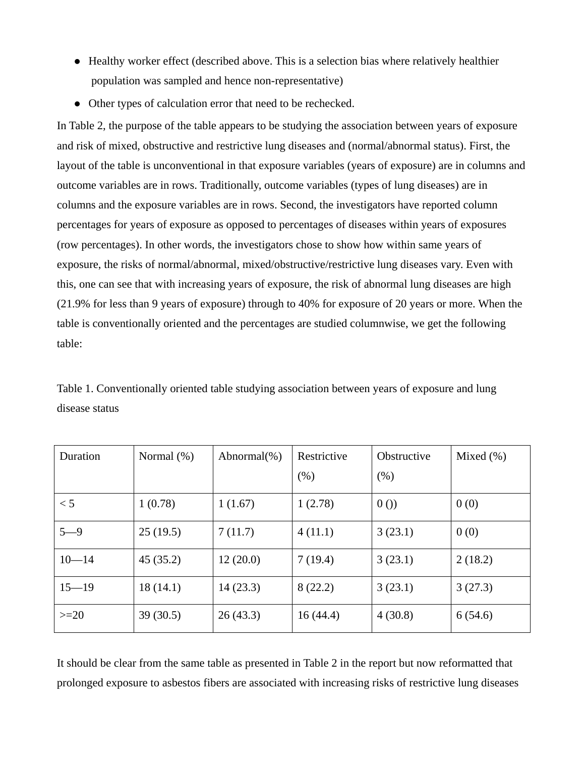- Healthy worker effect (described above. This is a selection bias where relatively healthier population was sampled and hence non-representative)
- Other types of calculation error that need to be rechecked.

In Table 2, the purpose of the table appears to be studying the association between years of exposure and risk of mixed, obstructive and restrictive lung diseases and (normal/abnormal status). First, the layout of the table is unconventional in that exposure variables (years of exposure) are in columns and outcome variables are in rows. Traditionally, outcome variables (types of lung diseases) are in columns and the exposure variables are in rows. Second, the investigators have reported column percentages for years of exposure as opposed to percentages of diseases within years of exposures (row percentages). In other words, the investigators chose to show how within same years of exposure, the risks of normal/abnormal, mixed/obstructive/restrictive lung diseases vary. Even with this, one can see that with increasing years of exposure, the risk of abnormal lung diseases are high (21.9% for less than 9 years of exposure) through to 40% for exposure of 20 years or more. When the table is conventionally oriented and the percentages are studied columnwise, we get the following table:

Table 1. Conventionally oriented table studying association between years of exposure and lung disease status

| Duration | Normal (%) | Abnormal(%) | Restrictive (%) | Obstructive (%) | Mixed (%) |
|---|---|---|---|---|---|
| < 5 | 1 (0.78) | 1 (1.67) | 1 (2.78) | 0 ()) | 0 (0) |
| 5—9 | 25 (19.5) | 7 (11.7) | 4 (11.1) | 3 (23.1) | 0 (0) |
| 10—14 | 45 (35.2) | 12 (20.0) | 7 (19.4) | 3 (23.1) | 2 (18.2) |
| 15—19 | 18 (14.1) | 14 (23.3) | 8 (22.2) | 3 (23.1) | 3 (27.3) |
| >=20 | 39 (30.5) | 26 (43.3) | 16 (44.4) | 4 (30.8) | 6 (54.6) |

It should be clear from the same table as presented in Table 2 in the report but now reformatted that prolonged exposure to asbestos fibers are associated with increasing risks of restrictive lung diseases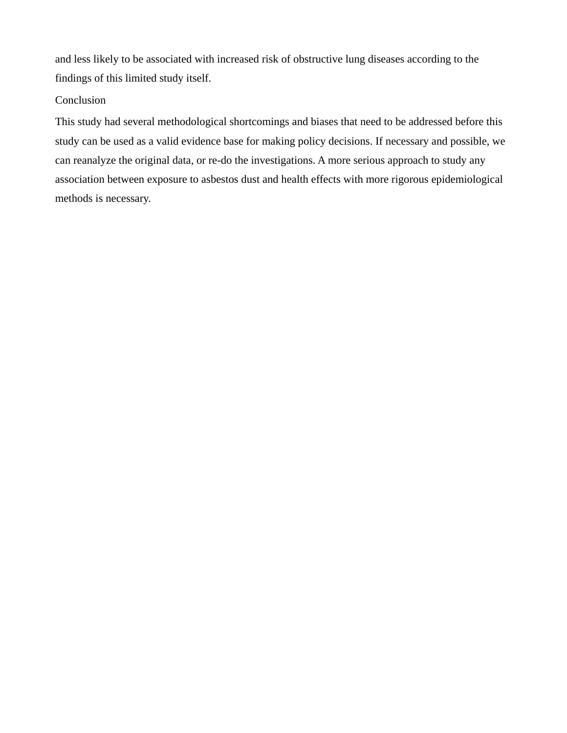and less likely to be associated with increased risk of obstructive lung diseases according to the findings of this limited study itself.

## Conclusion

This study had several methodological shortcomings and biases that need to be addressed before this study can be used as a valid evidence base for making policy decisions. If necessary and possible, we can reanalyze the original data, or re-do the investigations. A more serious approach to study any association between exposure to asbestos dust and health effects with more rigorous epidemiological methods is necessary.